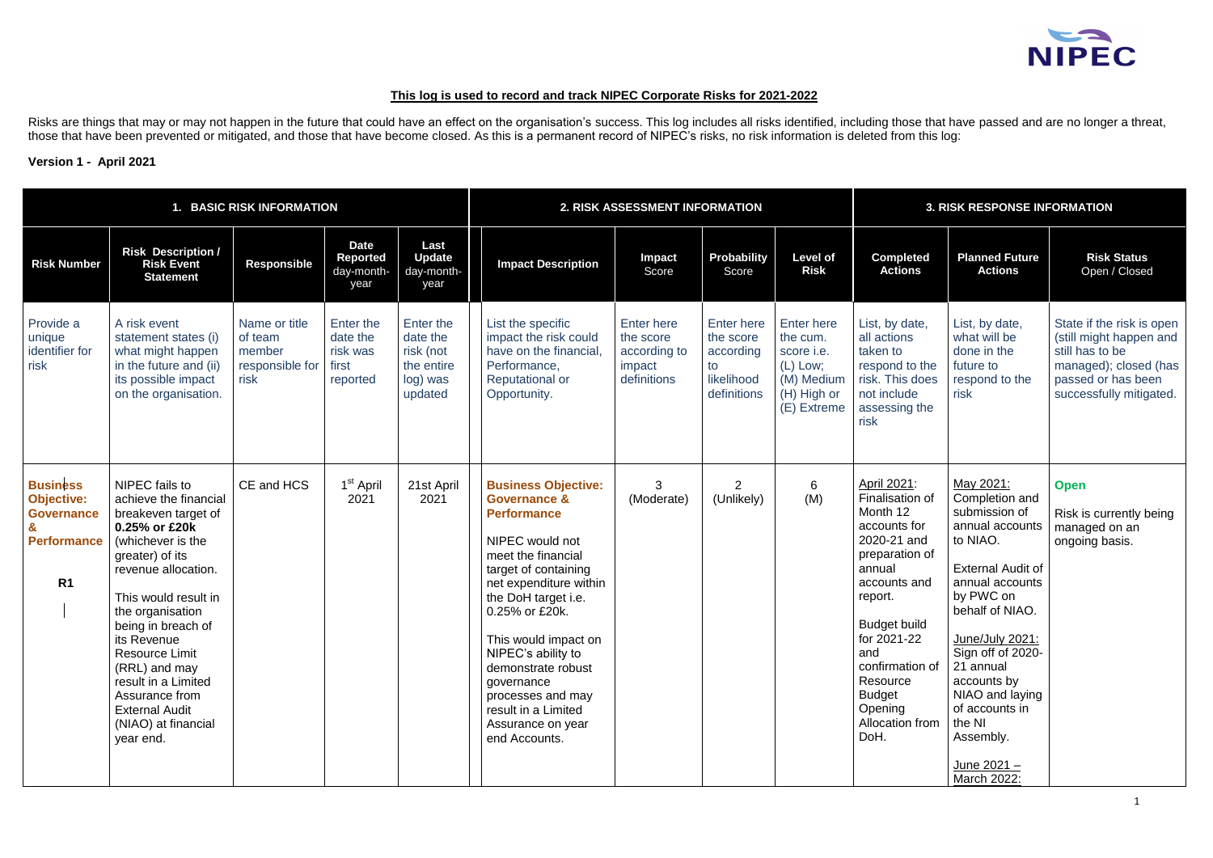NIPEC

**This log is used to record and track NIPEC Corporate Risks for 2021-2022**

Risks are things that may or may not happen in the future that could have an effect on the organisation's success. This log includes all risks identified, including those that have passed and are no longer a threat, those that have been prevented or mitigated, and those that have become closed. As this is a permanent record of NIPEC's risks, no risk information is deleted from this log:

**Version 1 - April 2021**

| **1. BASIC RISK INFORMATION** | | | | | **2. RISK ASSESSMENT INFORMATION** | | | | **3. RISK RESPONSE INFORMATION** | | |
|---|---|---|---|---|---|---|---|---|---|---|---|
| **Risk Number** | **Risk Description / Risk Event Statement** | **Responsible** | **Date Reported** day-month-year | **Last Update** day-month-year | **Impact Description** | **Impact** Score | **Probability** Score | **Level of Risk** | **Completed Actions** | **Planned Future Actions** | **Risk Status** Open / Closed |
| Provide a unique identifier for risk | A risk event statement states (i) what might happen in the future and (ii) its possible impact on the organisation. | Name or title of team member responsible for risk | Enter the date the risk was first reported | Enter the date the risk (not the entire log) was updated | List the specific impact the risk could have on the financial, Performance, Reputational or Opportunity. | Enter here the score according to impact definitions | Enter here the score according to likelihood definitions | Enter here the cum. score i.e. (L) Low; (M) Medium (H) High or (E) Extreme | List, by date, all actions taken to respond to the risk. This does not include assessing the risk | List, by date, what will be done in the future to respond to the risk | State if the risk is open (still might happen and still has to be managed); closed (has passed or has been successfully mitigated. |
| **Business Objective: Governance & Performance**<br><br>**R1** | NIPEC fails to achieve the financial breakeven target of **0.25% or £20k** (whichever is the greater) of its revenue allocation.<br><br>This would result in the organisation being in breach of its Revenue Resource Limit (RRL) and may result in a Limited Assurance from External Audit (NIAO) at financial year end. | CE and HCS | 1st April 2021 | 21st April 2021 | **Business Objective: Governance & Performance**<br><br>NIPEC would not meet the financial target of containing net expenditure within the DoH target i.e. 0.25% or £20k.<br><br>This would impact on NIPEC's ability to demonstrate robust governance processes and may result in a Limited Assurance on year end Accounts. | 3 (Moderate) | 2 (Unlikely) | 6 (M) | April 2021: Finalisation of Month 12 accounts for 2020-21 and preparation of annual accounts and report.<br><br>Budget build for 2021-22 and confirmation of Resource Budget Opening Allocation from DoH. | May 2021: Completion and submission of annual accounts to NIAO.<br><br>External Audit of annual accounts by PWC on behalf of NIAO.<br><br>June/July 2021: Sign off of 2020-21 annual accounts by NIAO and laying of accounts in the NI Assembly.<br><br>June 2021 – March 2022: | **Open**<br><br>Risk is currently being managed on an ongoing basis. |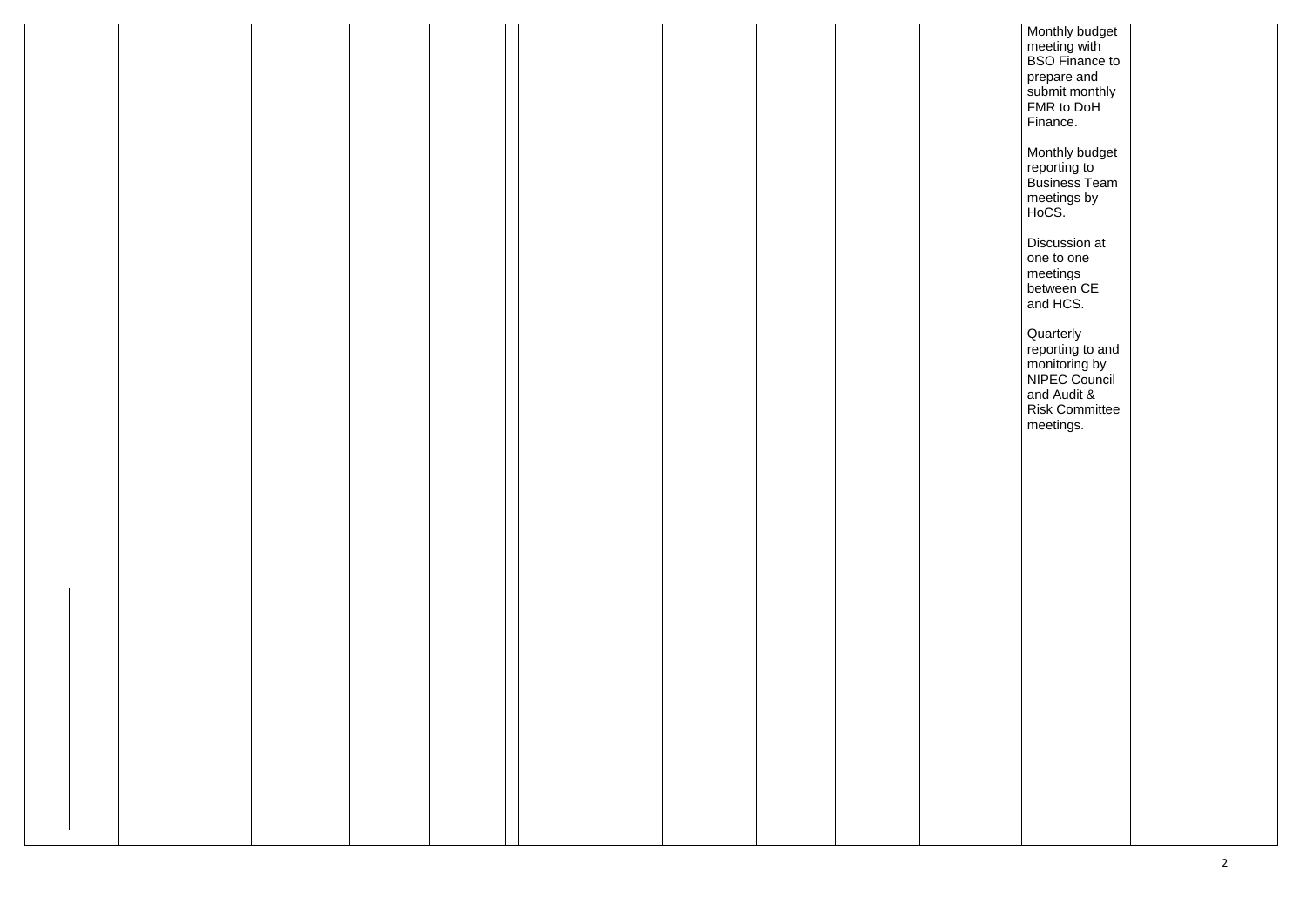| | | | | | | | | | | | |
|---|---|---|---|---|---|---|---|---|---|---|---|
| | | | | | | | | | | Monthly budget meeting with BSO Finance to prepare and submit monthly FMR to DoH Finance.<br><br>Monthly budget reporting to Business Team meetings by HoCS.<br><br>Discussion at one to one meetings between CE and HCS.<br><br>Quarterly reporting to and monitoring by NIPEC Council and Audit & Risk Committee meetings. | |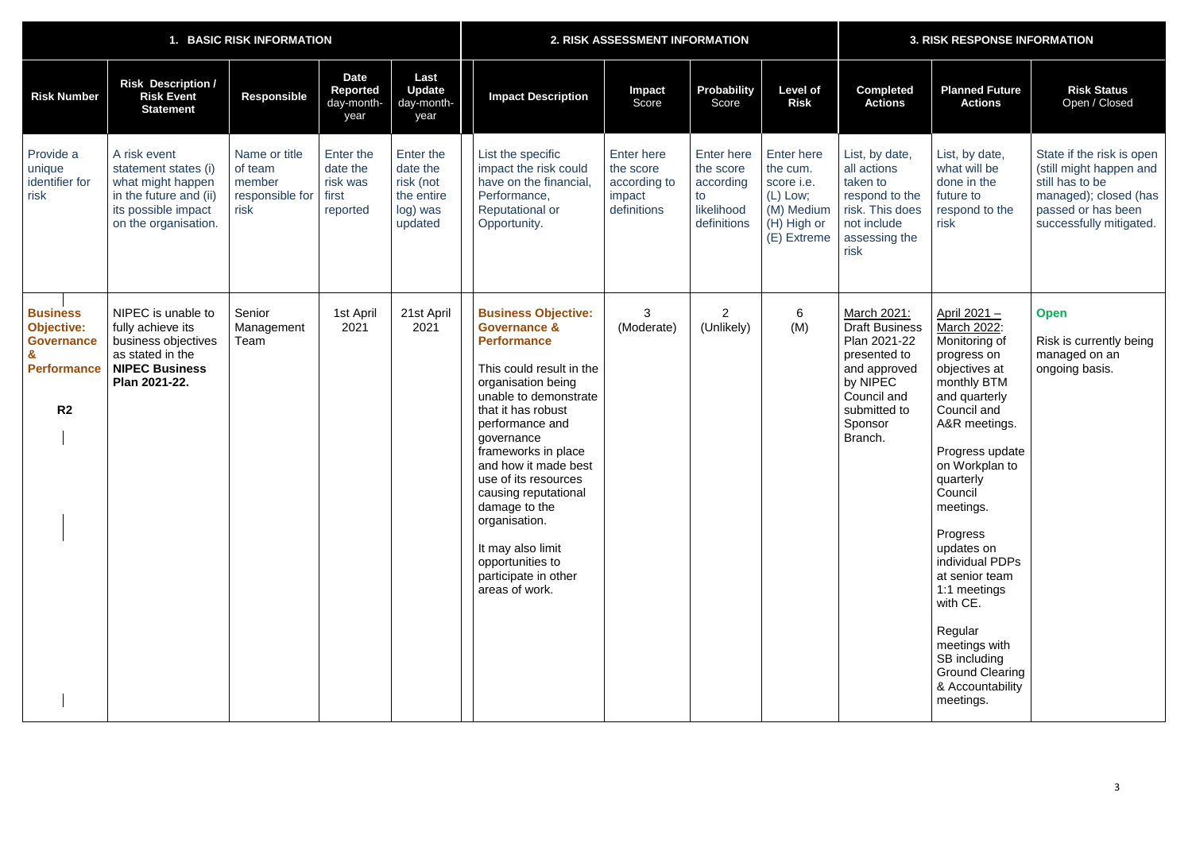| 1. BASIC RISK INFORMATION | | | | | 2. RISK ASSESSMENT INFORMATION | | | | 3. RISK RESPONSE INFORMATION | | |
|---|---|---|---|---|---|---|---|---|---|---|---|
| **Risk Number** | **Risk Description / Risk Event Statement** | **Responsible** | **Date Reported** day-month-year | **Last Update** day-month-year | **Impact Description** | **Impact** Score | **Probability** Score | **Level of Risk** | **Completed Actions** | **Planned Future Actions** | **Risk Status** Open / Closed |
| Provide a unique identifier for risk | A risk event statement states (i) what might happen in the future and (ii) its possible impact on the organisation. | Name or title of team member responsible for risk | Enter the date the risk was first reported | Enter the date the risk (not the entire log) was updated | List the specific impact the risk could have on the financial, Performance, Reputational or Opportunity. | Enter here the score according to impact definitions | Enter here the score according to likelihood definitions | Enter here the cum. score i.e. (L) Low; (M) Medium (H) High or (E) Extreme | List, by date, all actions taken to respond to the risk. This does not include assessing the risk | List, by date, what will be done in the future to respond to the risk | State if the risk is open (still might happen and still has to be managed); closed (has passed or has been successfully mitigated. |
| **Business Objective: Governance & Performance**<br><br>**R2** | NIPEC is unable to fully achieve its business objectives as stated in the **NIPEC Business Plan 2021-22.** | Senior Management Team | 1st April 2021 | 21st April 2021 | **Business Objective: Governance & Performance**<br><br>This could result in the organisation being unable to demonstrate that it has robust performance and governance frameworks in place and how it made best use of its resources causing reputational damage to the organisation.<br><br>It may also limit opportunities to participate in other areas of work. | 3 (Moderate) | 2 (Unlikely) | 6 (M) | March 2021: Draft Business Plan 2021-22 presented to and approved by NIPEC Council and submitted to Sponsor Branch. | April 2021 – March 2022: Monitoring of progress on objectives at monthly BTM and quarterly Council and A&R meetings.<br><br>Progress update on Workplan to quarterly Council meetings.<br><br>Progress updates on individual PDPs at senior team 1:1 meetings with CE.<br><br>Regular meetings with SB including Ground Clearing & Accountability meetings. | **Open**<br><br>Risk is currently being managed on an ongoing basis. |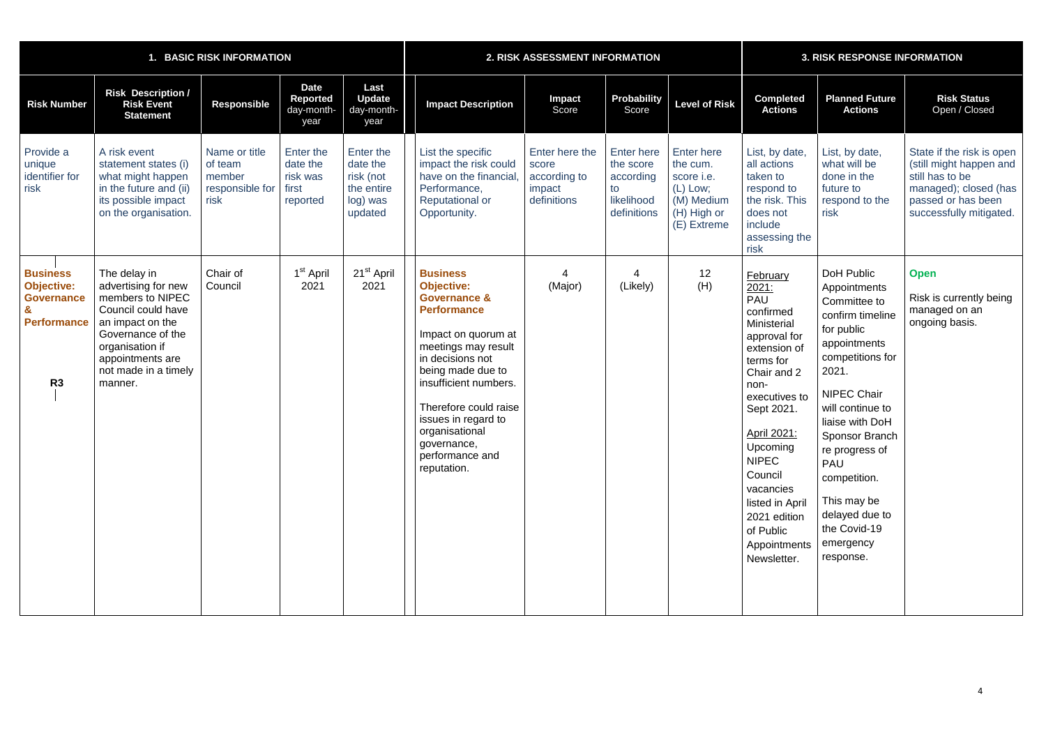| 1. BASIC RISK INFORMATION | | | | | 2. RISK ASSESSMENT INFORMATION | | | | 3. RISK RESPONSE INFORMATION | | |
|---|---|---|---|---|---|---|---|---|---|---|---|
| **Risk Number** | **Risk Description / Risk Event Statement** | **Responsible** | **Date Reported** day-month-year | **Last Update** day-month-year | **Impact Description** | **Impact** Score | **Probability** Score | **Level of Risk** | **Completed Actions** | **Planned Future Actions** | **Risk Status** Open / Closed |
| Provide a unique identifier for risk | A risk event statement states (i) what might happen in the future and (ii) its possible impact on the organisation. | Name or title of team member responsible for risk | Enter the date the risk was first reported | Enter the date the risk (not the entire log) was updated | List the specific impact the risk could have on the financial, Performance, Reputational or Opportunity. | Enter here the score according to impact definitions | Enter here the score according to likelihood definitions | Enter here the cum. score i.e. (L) Low; (M) Medium (H) High or (E) Extreme | List, by date, all actions taken to respond to the risk. This does not include assessing the risk | List, by date, what will be done in the future to respond to the risk | State if the risk is open (still might happen and still has to be managed); closed (has passed or has been successfully mitigated. |
| **Business Objective: Governance & Performance** **R3** | The delay in advertising for new members to NIPEC Council could have an impact on the Governance of the organisation if appointments are not made in a timely manner. | Chair of Council | 1st April 2021 | 21st April 2021 | **Business Objective: Governance & Performance** Impact on quorum at meetings may result in decisions not being made due to insufficient numbers. Therefore could raise issues in regard to organisational governance, performance and reputation. | 4 (Major) | 4 (Likely) | 12 (H) | February 2021: PAU confirmed Ministerial approval for extension of terms for Chair and 2 non-executives to Sept 2021. April 2021: Upcoming NIPEC Council vacancies listed in April 2021 edition of Public Appointments Newsletter. | DoH Public Appointments Committee to confirm timeline for public appointments competitions for 2021. NIPEC Chair will continue to liaise with DoH Sponsor Branch re progress of PAU competition. This may be delayed due to the Covid-19 emergency response. | **Open** Risk is currently being managed on an ongoing basis. |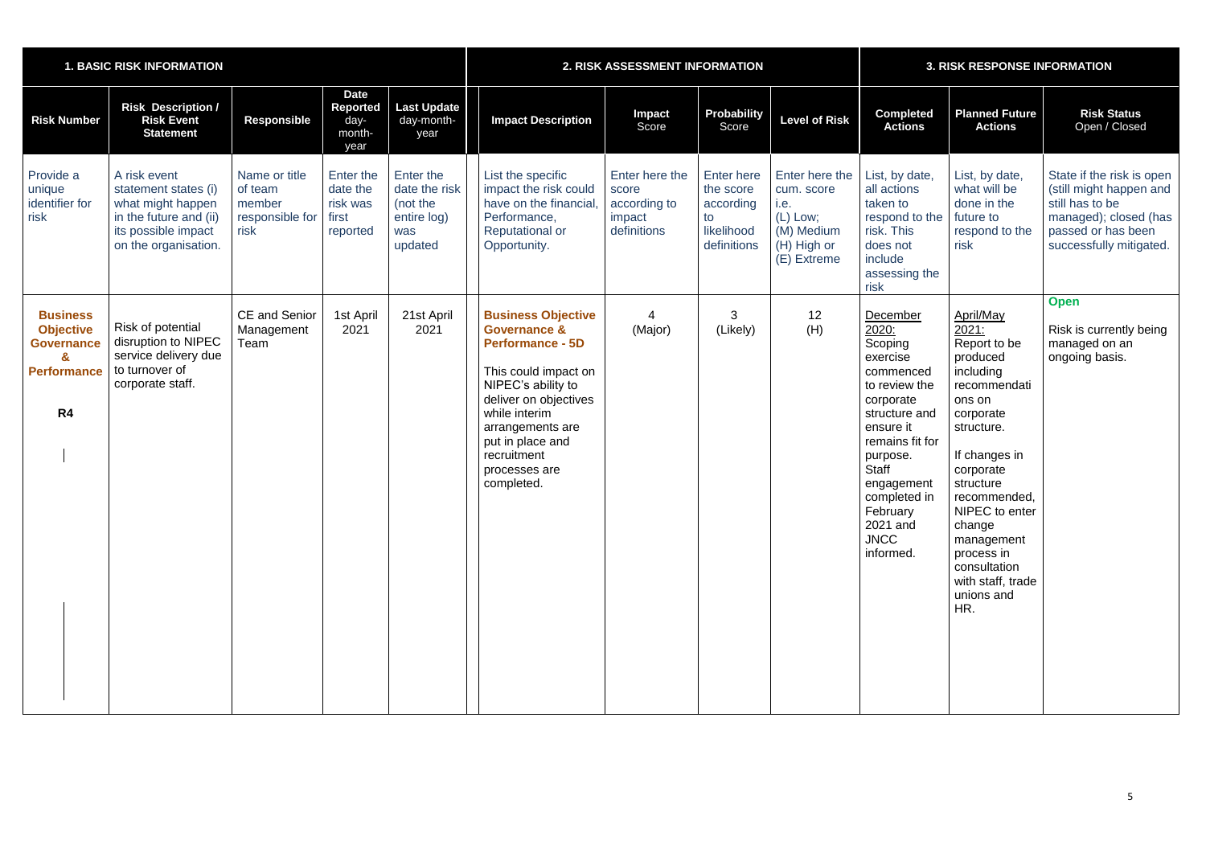| 1. BASIC RISK INFORMATION | | | | | 2. RISK ASSESSMENT INFORMATION | | | | 3. RISK RESPONSE INFORMATION | | |
|---|---|---|---|---|---|---|---|---|---|---|---|
| **Risk Number** | **Risk Description / Risk Event Statement** | **Responsible** | **Date Reported** day-month-year | **Last Update** day-month-year | **Impact Description** | **Impact** Score | **Probability** Score | **Level of Risk** | **Completed Actions** | **Planned Future Actions** | **Risk Status** Open / Closed |
| Provide a unique identifier for risk | A risk event statement states (i) what might happen in the future and (ii) its possible impact on the organisation. | Name or title of team member responsible for risk | Enter the date the risk was first reported | Enter the date the risk (not the entire log) was updated | List the specific impact the risk could have on the financial, Performance, Reputational or Opportunity. | Enter here the score according to impact definitions | Enter here the score according to likelihood definitions | Enter here the cum. score i.e. (L) Low; (M) Medium (H) High or (E) Extreme | List, by date, all actions taken to respond to the risk. This does not include assessing the risk | List, by date, what will be done in the future to respond to the risk | State if the risk is open (still might happen and still has to be managed); closed (has passed or has been successfully mitigated. |
| **Business Objective Governance & Performance**<br><br>**R4** | Risk of potential disruption to NIPEC service delivery due to turnover of corporate staff. | CE and Senior Management Team | 1st April 2021 | 21st April 2021 | **Business Objective Governance & Performance - 5D**<br><br>This could impact on NIPEC's ability to deliver on objectives while interim arrangements are put in place and recruitment processes are completed. | 4<br>(Major) | 3<br>(Likely) | 12<br>(H) | December 2020:<br>Scoping exercise commenced to review the corporate structure and ensure it remains fit for purpose. Staff engagement completed in February 2021 and JNCC informed. | April/May 2021:<br>Report to be produced including recommendations on corporate structure.<br><br>If changes in corporate structure recommended, NIPEC to enter change management process in consultation with staff, trade unions and HR. | **Open**<br><br>Risk is currently being managed on an ongoing basis. |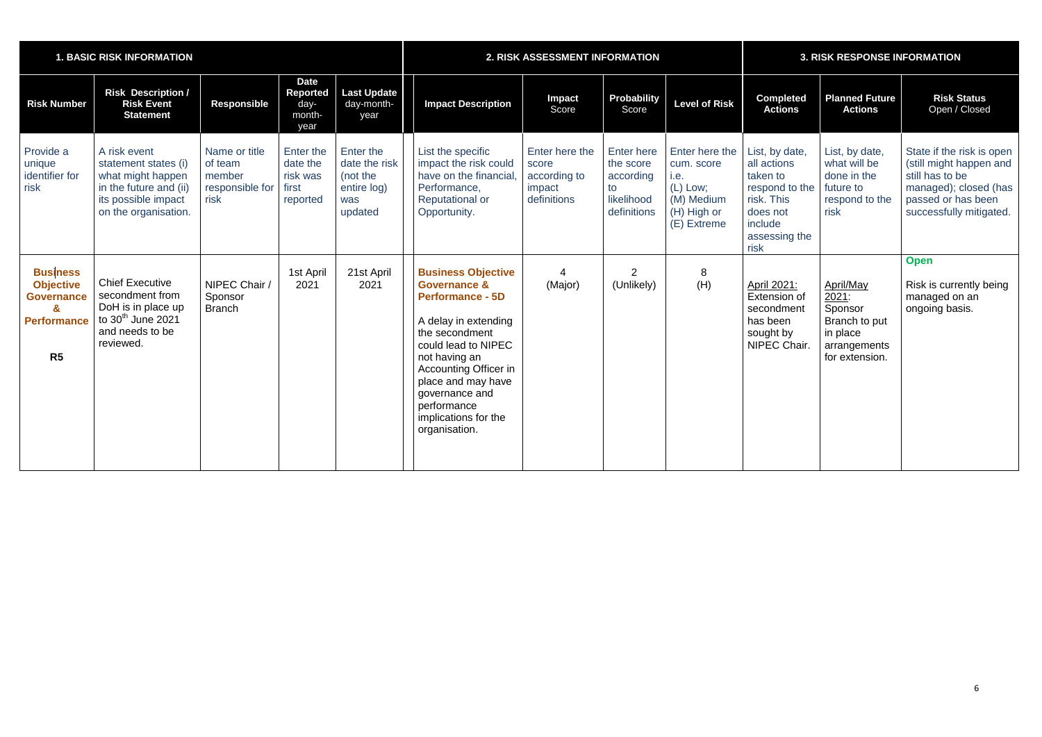| 1. BASIC RISK INFORMATION | | | | | 2. RISK ASSESSMENT INFORMATION | | | | 3. RISK RESPONSE INFORMATION | | |
|---|---|---|---|---|---|---|---|---|---|---|---|
| **Risk Number** | **Risk Description / Risk Event Statement** | **Responsible** | **Date Reported** day-month-year | **Last Update** day-month-year | **Impact Description** | **Impact** Score | **Probability** Score | **Level of Risk** | **Completed Actions** | **Planned Future Actions** | **Risk Status** Open / Closed |
| Provide a unique identifier for risk | A risk event statement states (i) what might happen in the future and (ii) its possible impact on the organisation. | Name or title of team member responsible for risk | Enter the date the risk was first reported | Enter the date the risk (not the entire log) was updated | List the specific impact the risk could have on the financial, Performance, Reputational or Opportunity. | Enter here the score according to impact definitions | Enter here the score according to likelihood definitions | Enter here the cum. score i.e. (L) Low; (M) Medium (H) High or (E) Extreme | List, by date, all actions taken to respond to the risk. This does not include assessing the risk | List, by date, what will be done in the future to respond to the risk | State if the risk is open (still might happen and still has to be managed); closed (has passed or has been successfully mitigated. |
| **Business Objective Governance & Performance**<br><br>**R5** | Chief Executive secondment from DoH is in place up to 30th June 2021 and needs to be reviewed. | NIPEC Chair / Sponsor Branch | 1st April 2021 | 21st April 2021 | **Business Objective Governance & Performance - 5D**<br><br>A delay in extending the secondment could lead to NIPEC not having an Accounting Officer in place and may have governance and performance implications for the organisation. | 4 (Major) | 2 (Unlikely) | 8 (H) | April 2021: Extension of secondment has been sought by NIPEC Chair. | April/May 2021: Sponsor Branch to put in place arrangements for extension. | **Open**<br><br>Risk is currently being managed on an ongoing basis. |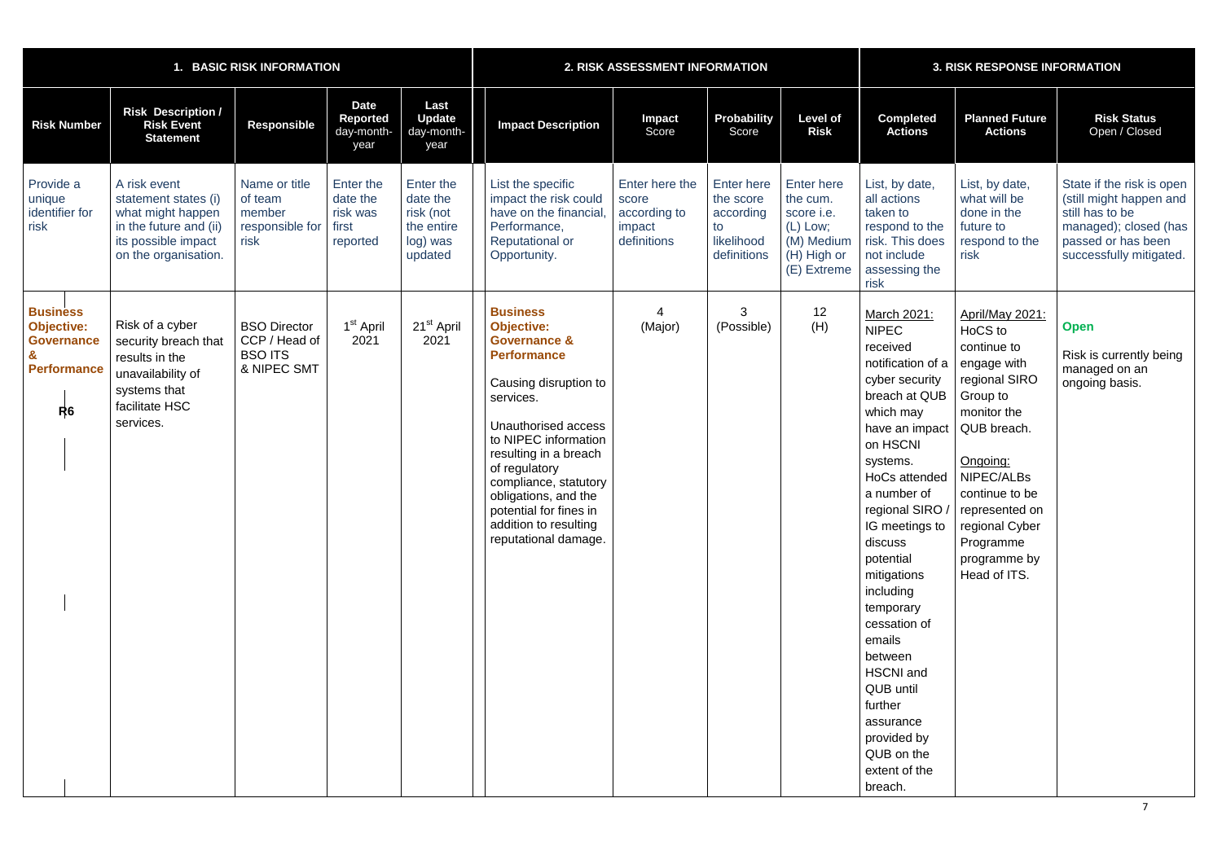| 1. BASIC RISK INFORMATION | | | | | 2. RISK ASSESSMENT INFORMATION | | | | 3. RISK RESPONSE INFORMATION | | |
|---|---|---|---|---|---|---|---|---|---|---|---|
| **Risk Number** | **Risk Description / Risk Event Statement** | **Responsible** | **Date Reported** day-month-year | **Last Update** day-month-year | **Impact Description** | **Impact** Score | **Probability** Score | **Level of Risk** | **Completed Actions** | **Planned Future Actions** | **Risk Status** Open / Closed |
| Provide a unique identifier for risk | A risk event statement states (i) what might happen in the future and (ii) its possible impact on the organisation. | Name or title of team member responsible for risk | Enter the date the risk was first reported | Enter the date the risk (not the entire log) was updated | List the specific impact the risk could have on the financial, Performance, Reputational or Opportunity. | Enter here the score according to impact definitions | Enter here the score according to likelihood definitions | Enter here the cum. score i.e. (L) Low; (M) Medium (H) High or (E) Extreme | List, by date, all actions taken to respond to the risk. This does not include assessing the risk | List, by date, what will be done in the future to respond to the risk | State if the risk is open (still might happen and still has to be managed); closed (has passed or has been successfully mitigated. |
| **Business Objective: Governance & Performance** **R6** | Risk of a cyber security breach that results in the unavailability of systems that facilitate HSC services. | BSO Director CCP / Head of BSO ITS & NIPEC SMT | 1st April 2021 | 21st April 2021 | **Business Objective: Governance & Performance** Causing disruption to services. Unauthorised access to NIPEC information resulting in a breach of regulatory compliance, statutory obligations, and the potential for fines in addition to resulting reputational damage. | 4 (Major) | 3 (Possible) | 12 (H) | March 2021: NIPEC received notification of a cyber security breach at QUB which may have an impact on HSCNI systems. HoCs attended a number of regional SIRO / IG meetings to discuss potential mitigations including temporary cessation of emails between HSCNI and QUB until further assurance provided by QUB on the extent of the breach. | April/May 2021: HoCS to continue to engage with regional SIRO Group to monitor the QUB breach. Ongoing: NIPEC/ALBs continue to be represented on regional Cyber Programme programme by Head of ITS. | **Open** Risk is currently being managed on an ongoing basis. |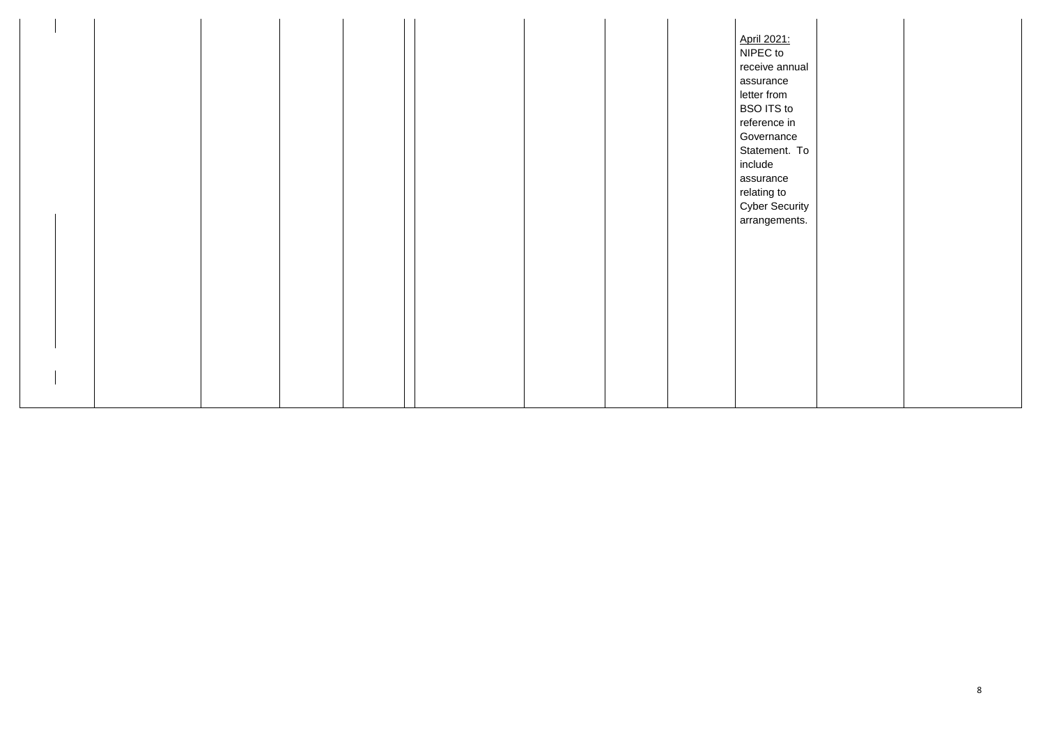| | | | | | | | | | | | | |
|---|---|---|---|---|---|---|---|---|---|---|---|---|
| | | | | | | | | | | <u>April 2021:</u> NIPEC to receive annual assurance letter from BSO ITS to reference in Governance Statement. To include assurance relating to Cyber Security arrangements. | | |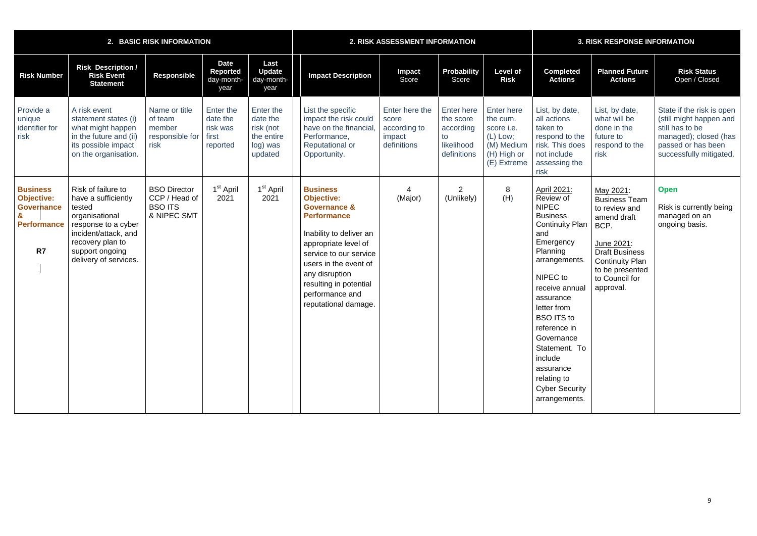| 2. BASIC RISK INFORMATION | | | | | 2. RISK ASSESSMENT INFORMATION | | | | 3. RISK RESPONSE INFORMATION | | |
|---|---|---|---|---|---|---|---|---|---|---|---|
| **Risk Number** | **Risk Description / Risk Event Statement** | **Responsible** | **Date Reported** day-month-year | **Last Update** day-month-year | **Impact Description** | **Impact** Score | **Probability** Score | **Level of Risk** | **Completed Actions** | **Planned Future Actions** | **Risk Status** Open / Closed |
| Provide a unique identifier for risk | A risk event statement states (i) what might happen in the future and (ii) its possible impact on the organisation. | Name or title of team member responsible for risk | Enter the date the risk was first reported | Enter the date the risk (not the entire log) was updated | List the specific impact the risk could have on the financial, Performance, Reputational or Opportunity. | Enter here the score according to impact definitions | Enter here the score according to likelihood definitions | Enter here the cum. score i.e. (L) Low; (M) Medium (H) High or (E) Extreme | List, by date, all actions taken to respond to the risk. This does not include assessing the risk | List, by date, what will be done in the future to respond to the risk | State if the risk is open (still might happen and still has to be managed); closed (has passed or has been successfully mitigated. |
| **Business Objective: Governance & Performance**<br><br>**R7** | Risk of failure to have a sufficiently tested organisational response to a cyber incident/attack, and recovery plan to support ongoing delivery of services. | BSO Director CCP / Head of BSO ITS & NIPEC SMT | 1st April 2021 | 1st April 2021 | **Business Objective: Governance & Performance**<br><br>Inability to deliver an appropriate level of service to our service users in the event of any disruption resulting in potential performance and reputational damage. | 4 (Major) | 2 (Unlikely) | 8 (H) | April 2021: Review of NIPEC Business Continuity Plan and Emergency Planning arrangements.<br><br>NIPEC to receive annual assurance letter from BSO ITS to reference in Governance Statement. To include assurance relating to Cyber Security arrangements. | May 2021: Business Team to review and amend draft BCP.<br><br>June 2021: Draft Business Continuity Plan to be presented to Council for approval. | **Open**<br><br>Risk is currently being managed on an ongoing basis. |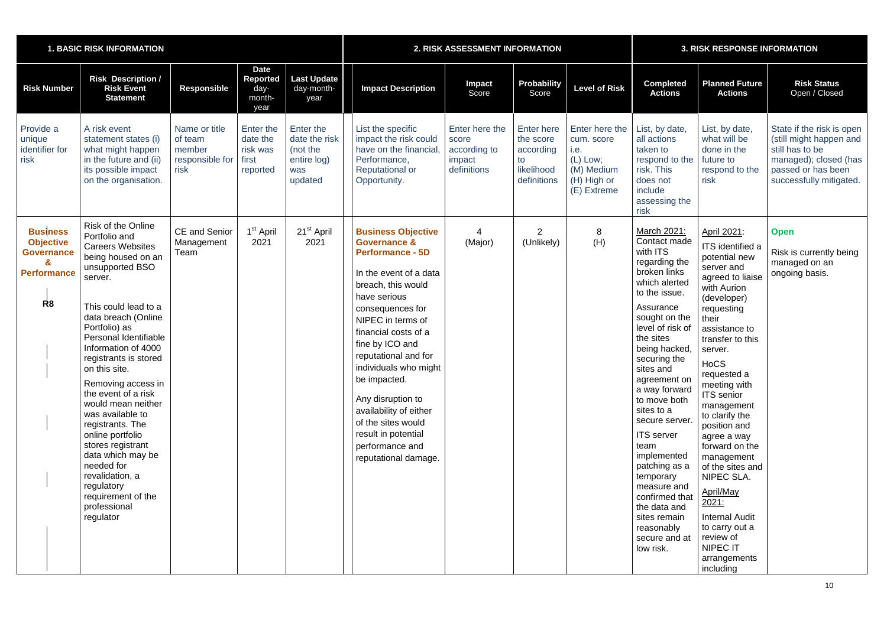| 1. BASIC RISK INFORMATION | | | | | 2. RISK ASSESSMENT INFORMATION | | | | 3. RISK RESPONSE INFORMATION | | |
|---|---|---|---|---|---|---|---|---|---|---|---|
| **Risk Number** | **Risk Description / Risk Event Statement** | **Responsible** | **Date Reported** day-month-year | **Last Update** day-month-year | **Impact Description** | **Impact** Score | **Probability** Score | **Level of Risk** | **Completed Actions** | **Planned Future Actions** | **Risk Status** Open / Closed |
| Provide a unique identifier for risk | A risk event statement states (i) what might happen in the future and (ii) its possible impact on the organisation. | Name or title of team member responsible for risk | Enter the date the risk was first reported | Enter the date the risk (not the entire log) was updated | List the specific impact the risk could have on the financial, Performance, Reputational or Opportunity. | Enter here the score according to impact definitions | Enter here the score according to likelihood definitions | Enter here the cum. score i.e. (L) Low; (M) Medium (H) High or (E) Extreme | List, by date, all actions taken to respond to the risk. This does not include assessing the risk | List, by date, what will be done in the future to respond to the risk | State if the risk is open (still might happen and still has to be managed); closed (has passed or has been successfully mitigated. |
| **Business Objective Governance & Performance**<br><br>**R8** | Risk of the Online Portfolio and Careers Websites being housed on an unsupported BSO server.<br><br>This could lead to a data breach (Online Portfolio) as Personal Identifiable Information of 4000 registrants is stored on this site.<br><br>Removing access in the event of a risk would mean neither was available to registrants. The online portfolio stores registrant data which may be needed for revalidation, a regulatory requirement of the professional regulator | CE and Senior Management Team | 1st April 2021 | 21st April 2021 | **Business Objective Governance & Performance - 5D**<br><br>In the event of a data breach, this would have serious consequences for NIPEC in terms of financial costs of a fine by ICO and reputational and for individuals who might be impacted.<br><br>Any disruption to availability of either of the sites would result in potential performance and reputational damage. | 4 (Major) | 2 (Unlikely) | 8 (H) | March 2021:<br>Contact made with ITS regarding the broken links which alerted to the issue.<br><br>Assurance sought on the level of risk of the sites being hacked, securing the sites and agreement on a way forward to move both sites to a secure server.<br><br>ITS server team implemented patching as a temporary measure and confirmed that the data and sites remain reasonably secure and at low risk. | April 2021:<br>ITS identified a potential new server and agreed to liaise with Aurion (developer) requesting their assistance to transfer to this server.<br><br>HoCS requested a meeting with ITS senior management to clarify the position and agree a way forward on the management of the sites and NIPEC SLA.<br><br>April/May 2021:<br>Internal Audit to carry out a review of NIPEC IT arrangements including | **Open**<br><br>Risk is currently being managed on an ongoing basis. |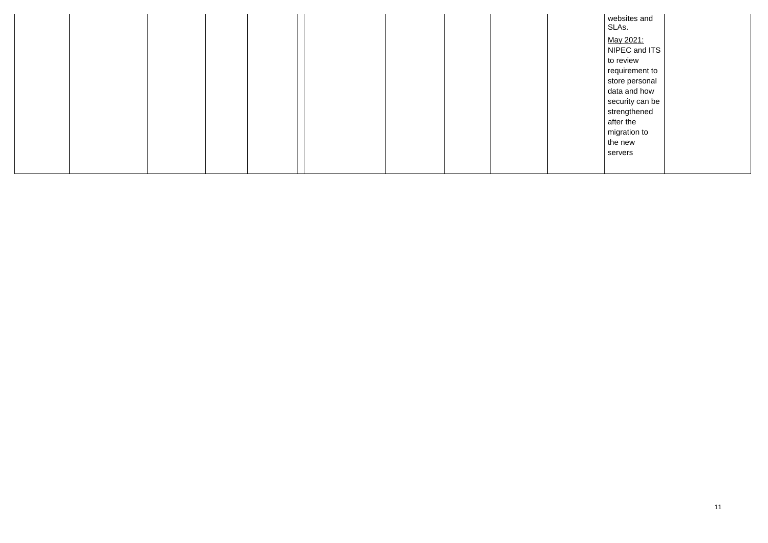| | | | | | | | | | | | | |
|---|---|---|---|---|---|---|---|---|---|---|---|---|
| | | | | | | | | | | | websites and SLAs.<br>May 2021: NIPEC and ITS to review requirement to store personal data and how security can be strengthened after the migration to the new servers | |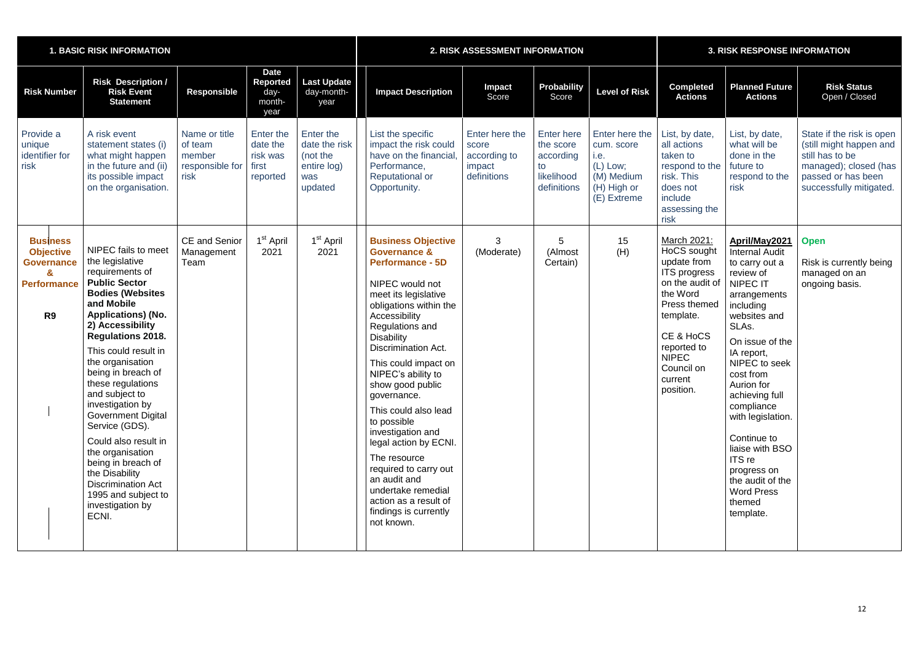| 1. BASIC RISK INFORMATION | | | | | 2. RISK ASSESSMENT INFORMATION | | | | 3. RISK RESPONSE INFORMATION | | |
|---|---|---|---|---|---|---|---|---|---|---|---|
| **Risk Number** | **Risk Description / Risk Event Statement** | **Responsible** | **Date Reported** day-month-year | **Last Update** day-month-year | **Impact Description** | **Impact** Score | **Probability** Score | **Level of Risk** | **Completed Actions** | **Planned Future Actions** | **Risk Status** Open / Closed |
| Provide a unique identifier for risk | A risk event statement states (i) what might happen in the future and (ii) its possible impact on the organisation. | Name or title of team member responsible for risk | Enter the date the risk was first reported | Enter the date the risk (not the entire log) was updated | List the specific impact the risk could have on the financial, Performance, Reputational or Opportunity. | Enter here the score according to impact definitions | Enter here the score according to likelihood definitions | Enter here the cum. score i.e. (L) Low; (M) Medium (H) High or (E) Extreme | List, by date, all actions taken to respond to the risk. This does not include assessing the risk | List, by date, what will be done in the future to respond to the risk | State if the risk is open (still might happen and still has to be managed); closed (has passed or has been successfully mitigated. |
| **Business Objective Governance & Performance** **R9** | NIPEC fails to meet the legislative requirements of **Public Sector Bodies (Websites and Mobile Applications) (No. 2) Accessibility Regulations 2018.** This could result in the organisation being in breach of these regulations and subject to investigation by Government Digital Service (GDS). Could also result in the organisation being in breach of the Disability Discrimination Act 1995 and subject to investigation by ECNI. | CE and Senior Management Team | 1st April 2021 | 1st April 2021 | **Business Objective Governance & Performance - 5D** NIPEC would not meet its legislative obligations within the Accessibility Regulations and Disability Discrimination Act. This could impact on NIPEC's ability to show good public governance. This could also lead to possible investigation and legal action by ECNI. The resource required to carry out an audit and undertake remedial action as a result of findings is currently not known. | 3 (Moderate) | 5 (Almost Certain) | 15 (H) | March 2021: HoCS sought update from ITS progress on the audit of the Word Press themed template. CE & HoCS reported to NIPEC Council on current position. | **April/May2021** Internal Audit to carry out a review of NIPEC IT arrangements including websites and SLAs. On issue of the IA report, NIPEC to seek cost from Aurion for achieving full compliance with legislation. Continue to liaise with BSO ITS re progress on the audit of the Word Press themed template. | **Open** Risk is currently being managed on an ongoing basis. |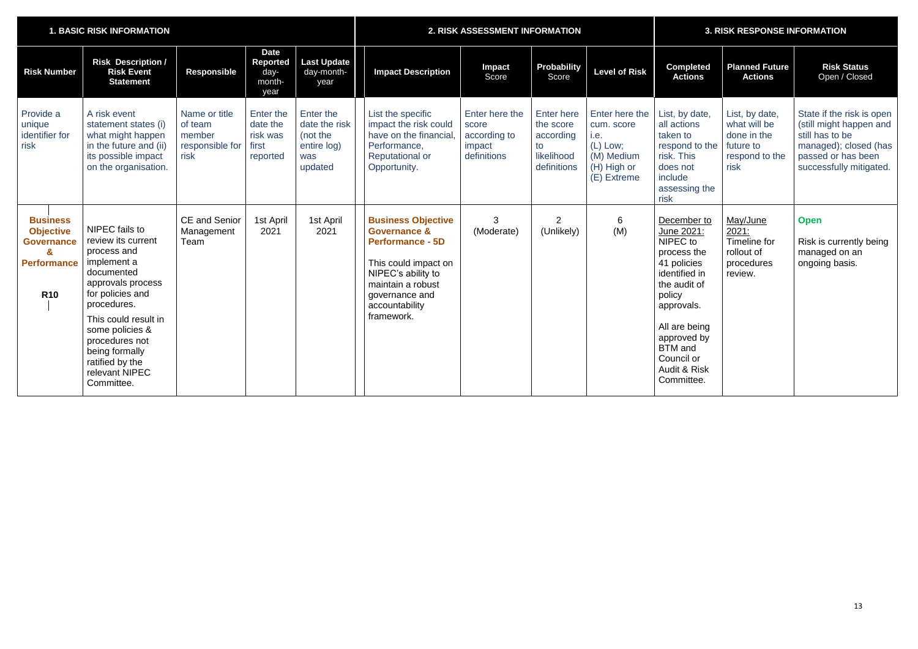| 1. BASIC RISK INFORMATION | | | | | 2. RISK ASSESSMENT INFORMATION | | | | 3. RISK RESPONSE INFORMATION | | |
|---|---|---|---|---|---|---|---|---|---|---|---|
| **Risk Number** | **Risk Description / Risk Event Statement** | **Responsible** | **Date Reported** day-month-year | **Last Update** day-month-year | **Impact Description** | **Impact** Score | **Probability** Score | **Level of Risk** | **Completed Actions** | **Planned Future Actions** | **Risk Status** Open / Closed |
| Provide a unique identifier for risk | A risk event statement states (i) what might happen in the future and (ii) its possible impact on the organisation. | Name or title of team member responsible for risk | Enter the date the risk was first reported | Enter the date the risk (not the entire log) was updated | List the specific impact the risk could have on the financial, Performance, Reputational or Opportunity. | Enter here the score according to impact definitions | Enter here the score according to likelihood definitions | Enter here the cum. score i.e. (L) Low; (M) Medium (H) High or (E) Extreme | List, by date, all actions taken to respond to the risk. This does not include assessing the risk | List, by date, what will be done in the future to respond to the risk | State if the risk is open (still might happen and still has to be managed); closed (has passed or has been successfully mitigated. |
| **Business Objective Governance & Performance** **R10** | NIPEC fails to review its current process and implement a documented approvals process for policies and procedures. This could result in some policies & procedures not being formally ratified by the relevant NIPEC Committee. | CE and Senior Management Team | 1st April 2021 | 1st April 2021 | **Business Objective Governance & Performance - 5D** This could impact on NIPEC's ability to maintain a robust governance and accountability framework. | 3 (Moderate) | 2 (Unlikely) | 6 (M) | December to June 2021: NIPEC to process the 41 policies identified in the audit of policy approvals. All are being approved by BTM and Council or Audit & Risk Committee. | May/June 2021: Timeline for rollout of procedures review. | **Open** Risk is currently being managed on an ongoing basis. |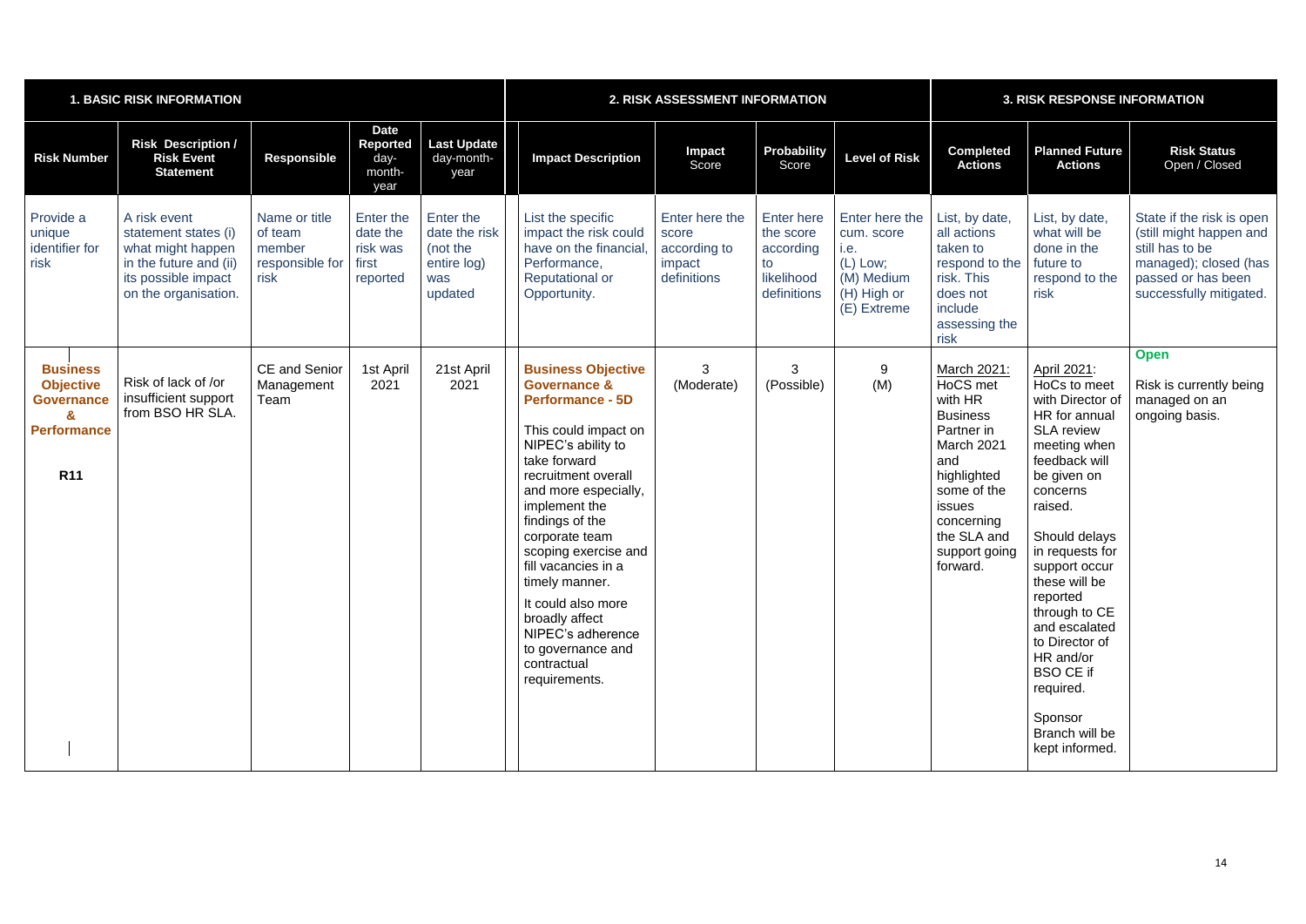| 1. BASIC RISK INFORMATION | | | | | 2. RISK ASSESSMENT INFORMATION | | | | 3. RISK RESPONSE INFORMATION | | |
|---|---|---|---|---|---|---|---|---|---|---|---|
| **Risk Number** | **Risk Description / Risk Event Statement** | **Responsible** | **Date Reported** day-month-year | **Last Update** day-month-year | **Impact Description** | **Impact** Score | **Probability** Score | **Level of Risk** | **Completed Actions** | **Planned Future Actions** | **Risk Status** Open / Closed |
| Provide a unique identifier for risk | A risk event statement states (i) what might happen in the future and (ii) its possible impact on the organisation. | Name or title of team member responsible for risk | Enter the date the risk was first reported | Enter the date the risk (not the entire log) was updated | List the specific impact the risk could have on the financial, Performance, Reputational or Opportunity. | Enter here the score according to impact definitions | Enter here the score according to likelihood definitions | Enter here the cum. score i.e. (L) Low; (M) Medium (H) High or (E) Extreme | List, by date, all actions taken to respond to the risk. This does not include assessing the risk | List, by date, what will be done in the future to respond to the risk | State if the risk is open (still might happen and still has to be managed); closed (has passed or has been successfully mitigated. |
| **Business Objective Governance & Performance** <br><br> **R11** | Risk of lack of /or insufficient support from BSO HR SLA. | CE and Senior Management Team | 1st April 2021 | 21st April 2021 | **Business Objective Governance & Performance - 5D** <br><br> This could impact on NIPEC's ability to take forward recruitment overall and more especially, implement the findings of the corporate team scoping exercise and fill vacancies in a timely manner. <br><br> It could also more broadly affect NIPEC's adherence to governance and contractual requirements. | 3 (Moderate) | 3 (Possible) | 9 (M) | March 2021: HoCS met with HR Business Partner in March 2021 and highlighted some of the issues concerning the SLA and support going forward. | April 2021: HoCs to meet with Director of HR for annual SLA review meeting when feedback will be given on concerns raised. <br><br> Should delays in requests for support occur these will be reported through to CE and escalated to Director of HR and/or BSO CE if required. <br><br> Sponsor Branch will be kept informed. | **Open** <br><br> Risk is currently being managed on an ongoing basis. |